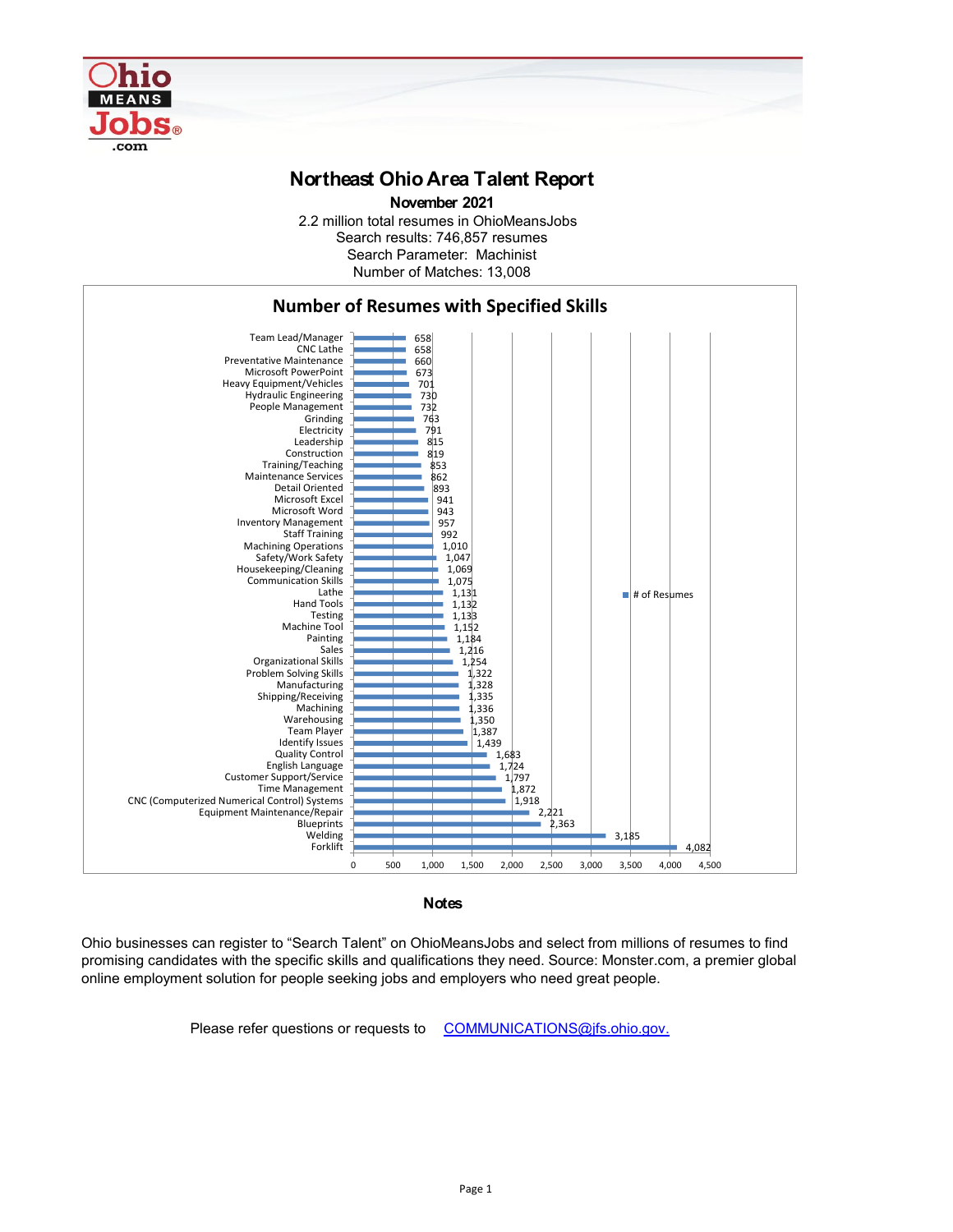# Northeast Ohio Area Talent Report

**November 2021**

2.2 million total resumes in OhioMeansJobs
Search results: 746,857 resumes
Search Parameter: Machinist
Number of Matches: 13,008

## Number of Resumes with Specified Skills

| Skill | # of Resumes |
|---|---|
| Team Lead/Manager | 658 |
| CNC Lathe | 658 |
| Preventative Maintenance | 660 |
| Microsoft PowerPoint | 673 |
| Heavy Equipment/Vehicles | 701 |
| Hydraulic Engineering | 730 |
| People Management | 732 |
| Grinding | 763 |
| Electricity | 791 |
| Leadership | 815 |
| Construction | 819 |
| Training/Teaching | 853 |
| Maintenance Services | 862 |
| Detail Oriented | 893 |
| Microsoft Excel | 941 |
| Microsoft Word | 943 |
| Inventory Management | 957 |
| Staff Training | 992 |
| Machining Operations | 1,010 |
| Safety/Work Safety | 1,047 |
| Housekeeping/Cleaning | 1,069 |
| Communication Skills | 1,075 |
| Lathe | 1,131 |
| Hand Tools | 1,132 |
| Testing | 1,133 |
| Machine Tool | 1,152 |
| Painting | 1,184 |
| Sales | 1,216 |
| Organizational Skills | 1,254 |
| Problem Solving Skills | 1,322 |
| Manufacturing | 1,328 |
| Shipping/Receiving | 1,335 |
| Machining | 1,336 |
| Warehousing | 1,350 |
| Team Player | 1,387 |
| Identify Issues | 1,439 |
| Quality Control | 1,683 |
| English Language | 1,724 |
| Customer Support/Service | 1,797 |
| Time Management | 1,872 |
| CNC (Computerized Numerical Control) Systems | 1,918 |
| Equipment Maintenance/Repair | 2,221 |
| Blueprints | 2,363 |
| Welding | 3,185 |
| Forklift | 4,082 |

## Notes

Ohio businesses can register to "Search Talent" on OhioMeansJobs and select from millions of resumes to find promising candidates with the specific skills and qualifications they need. Source: Monster.com, a premier global online employment solution for people seeking jobs and employers who need great people.

Please refer questions or requests to COMMUNICATIONS@jfs.ohio.gov.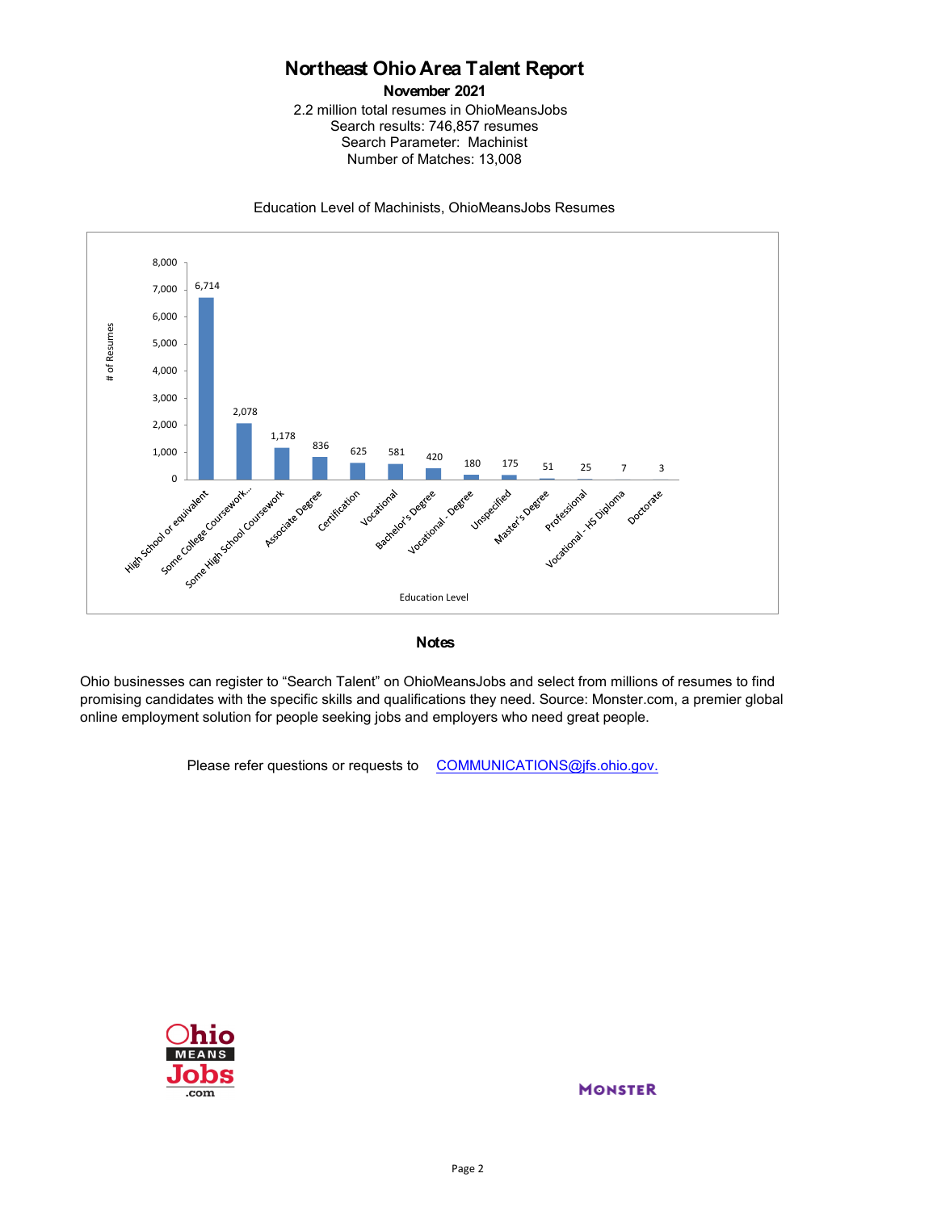# Northeast Ohio Area Talent Report

**November 2021**

2.2 million total resumes in OhioMeansJobs
Search results: 746,857 resumes
Search Parameter: Machinist
Number of Matches: 13,008

Education Level of Machinists, OhioMeansJobs Resumes

# of Resumes

8,000
7,000
6,000
5,000
4,000
3,000
2,000
1,000
0

6,714
2,078
1,178
836
625
581
420
180
175
51
25
7
3

High School or equivalent
Some College Coursework...
Some High School Coursework
Associate Degree
Certification
Vocational
Bachelor's Degree
Vocational - Degree
Unspecified
Master's Degree
Professional
Vocational - HS Diploma
Doctorate

Education Level

## Notes

Ohio businesses can register to "Search Talent" on OhioMeansJobs and select from millions of resumes to find promising candidates with the specific skills and qualifications they need. Source: Monster.com, a premier global online employment solution for people seeking jobs and employers who need great people.

Please refer questions or requests to COMMUNICATIONS@jfs.ohio.gov.

Ohio MEANS Jobs .com

MONSTER